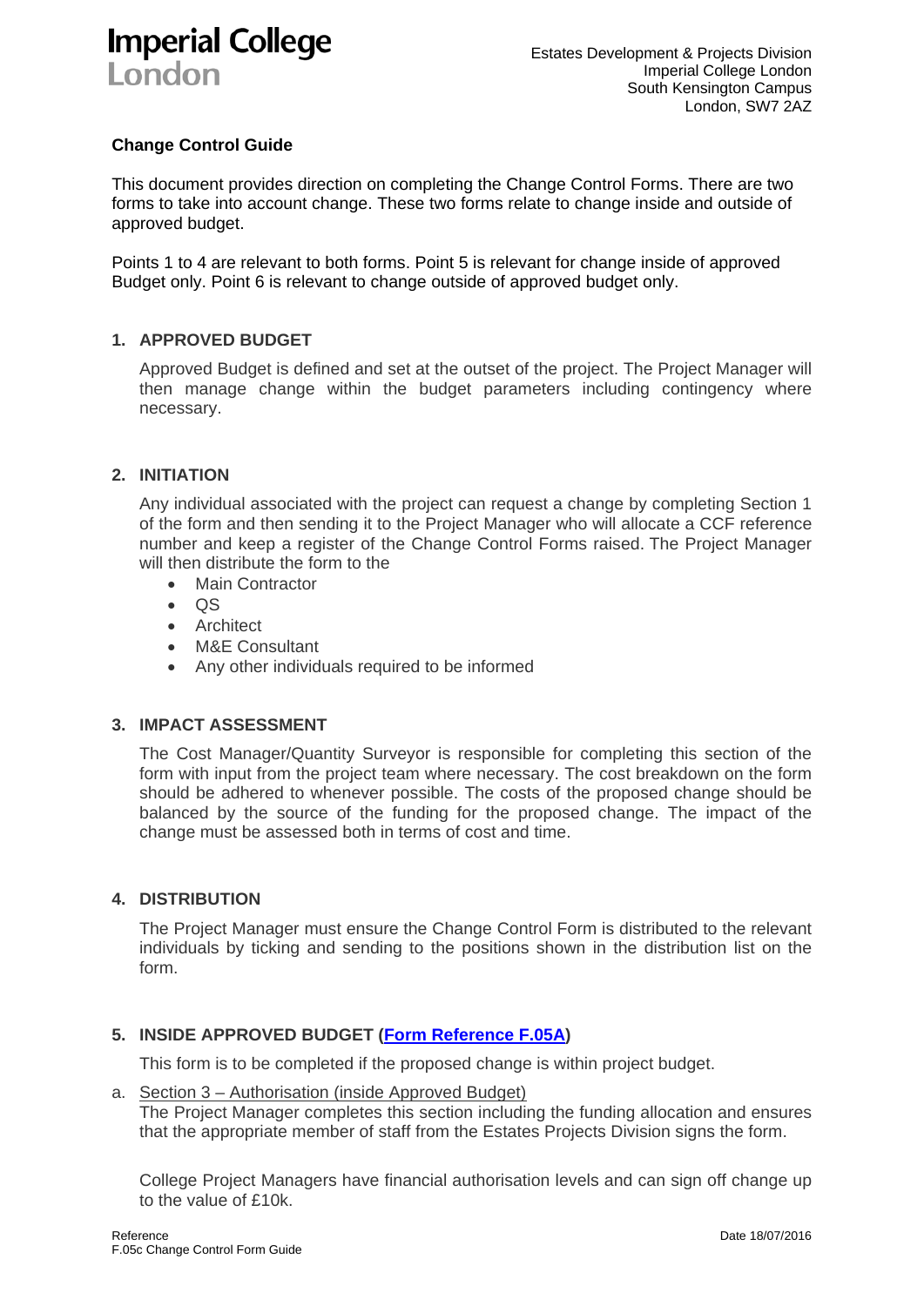**Imperial College London**

Estates Development & Projects Division
Imperial College London
South Kensington Campus
London, SW7 2AZ

## Change Control Guide

This document provides direction on completing the Change Control Forms. There are two forms to take into account change. These two forms relate to change inside and outside of approved budget.

Points 1 to 4 are relevant to both forms. Point 5 is relevant for change inside of approved Budget only. Point 6 is relevant to change outside of approved budget only.

### 1. APPROVED BUDGET

Approved Budget is defined and set at the outset of the project. The Project Manager will then manage change within the budget parameters including contingency where necessary.

### 2. INITIATION

Any individual associated with the project can request a change by completing Section 1 of the form and then sending it to the Project Manager who will allocate a CCF reference number and keep a register of the Change Control Forms raised. The Project Manager will then distribute the form to the

- Main Contractor
- QS
- Architect
- M&E Consultant
- Any other individuals required to be informed

### 3. IMPACT ASSESSMENT

The Cost Manager/Quantity Surveyor is responsible for completing this section of the form with input from the project team where necessary. The cost breakdown on the form should be adhered to whenever possible. The costs of the proposed change should be balanced by the source of the funding for the proposed change. The impact of the change must be assessed both in terms of cost and time.

### 4. DISTRIBUTION

The Project Manager must ensure the Change Control Form is distributed to the relevant individuals by ticking and sending to the positions shown in the distribution list on the form.

### 5. INSIDE APPROVED BUDGET (Form Reference F.05A)

This form is to be completed if the proposed change is within project budget.

a. Section 3 – Authorisation (inside Approved Budget)
The Project Manager completes this section including the funding allocation and ensures that the appropriate member of staff from the Estates Projects Division signs the form.

College Project Managers have financial authorisation levels and can sign off change up to the value of £10k.

Reference
F.05c Change Control Form Guide

Date 18/07/2016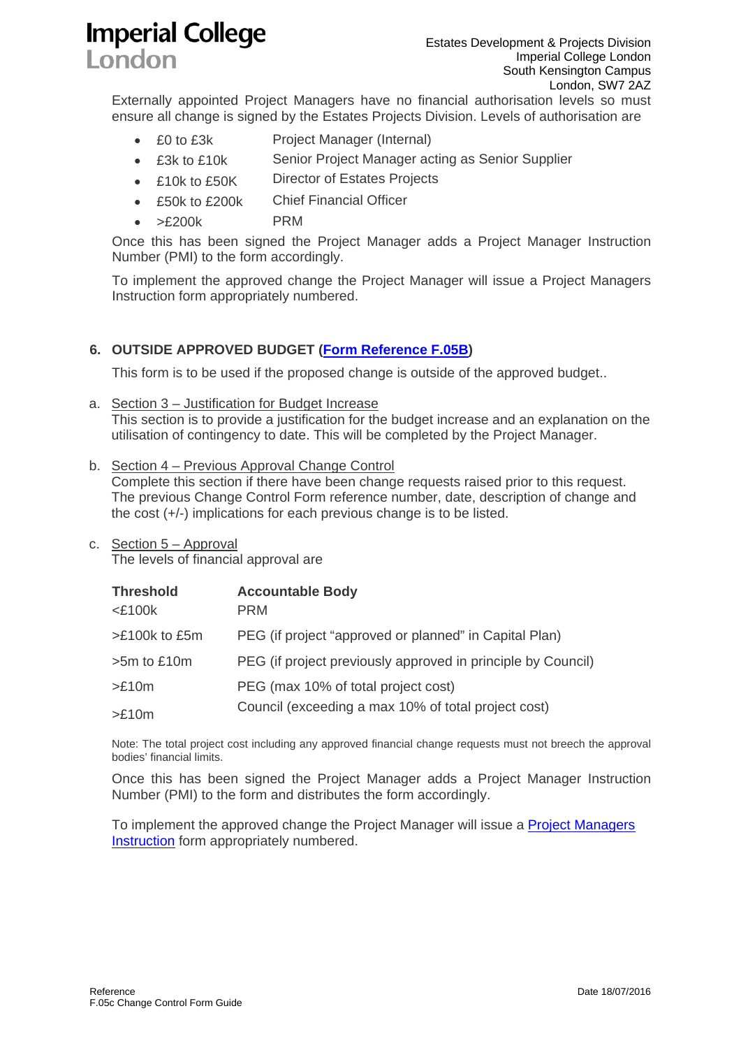Externally appointed Project Managers have no financial authorisation levels so must ensure all change is signed by the Estates Projects Division. Levels of authorisation are

- £0 to £3k — Project Manager (Internal)
- £3k to £10k — Senior Project Manager acting as Senior Supplier
- £10k to £50K — Director of Estates Projects
- £50k to £200k — Chief Financial Officer
- >£200k — PRM

Once this has been signed the Project Manager adds a Project Manager Instruction Number (PMI) to the form accordingly.

To implement the approved change the Project Manager will issue a Project Managers Instruction form appropriately numbered.

## 6. OUTSIDE APPROVED BUDGET (Form Reference F.05B)

This form is to be used if the proposed change is outside of the approved budget..

a. Section 3 – Justification for Budget Increase
This section is to provide a justification for the budget increase and an explanation on the utilisation of contingency to date. This will be completed by the Project Manager.

b. Section 4 – Previous Approval Change Control
Complete this section if there have been change requests raised prior to this request. The previous Change Control Form reference number, date, description of change and the cost (+/-) implications for each previous change is to be listed.

c. Section 5 – Approval
The levels of financial approval are

| Threshold | Accountable Body |
|---|---|
| <£100k | PRM |
| >£100k to £5m | PEG (if project "approved or planned" in Capital Plan) |
| >5m to £10m | PEG (if project previously approved in principle by Council) |
| >£10m | PEG (max 10% of total project cost) |
| >£10m | Council (exceeding a max 10% of total project cost) |

Note: The total project cost including any approved financial change requests must not breech the approval bodies' financial limits.

Once this has been signed the Project Manager adds a Project Manager Instruction Number (PMI) to the form and distributes the form accordingly.

To implement the approved change the Project Manager will issue a Project Managers Instruction form appropriately numbered.